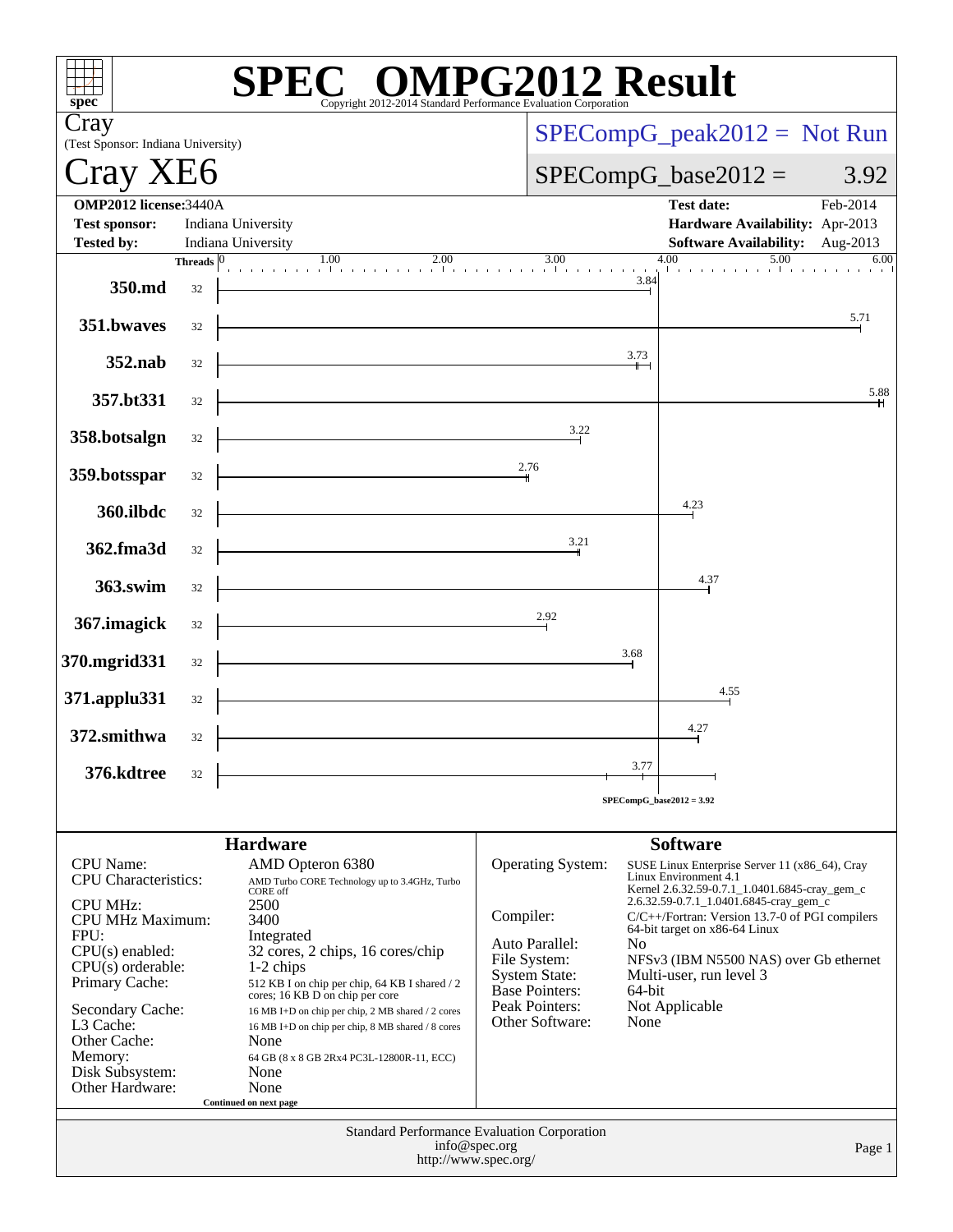# SPEC OMPG2012 Result

Copyright 2012-2014 Standard Performance Evaluation Corporation

**Cray**
(Test Sponsor: Indiana University)

# Cray XE6

SPECompG_peak2012 = Not Run

SPECompG_base2012 = 3.92

| | | | |
|---|---|---|---|
| **OMP2012 license:** | 3440A | **Test date:** | Feb-2014 |
| **Test sponsor:** | Indiana University | **Hardware Availability:** | Apr-2013 |
| **Tested by:** | Indiana University | **Software Availability:** | Aug-2013 |

| Benchmark | Threads | Base Ratio |
|---|---|---|
| 350.md | 32 | 3.84 |
| 351.bwaves | 32 | 5.71 |
| 352.nab | 32 | 3.73 |
| 357.bt331 | 32 | 5.88 |
| 358.botsalgn | 32 | 3.22 |
| 359.botsspar | 32 | 2.76 |
| 360.ilbdc | 32 | 4.23 |
| 362.fma3d | 32 | 3.21 |
| 363.swim | 32 | 4.37 |
| 367.imagick | 32 | 2.92 |
| 370.mgrid331 | 32 | 3.68 |
| 371.applu331 | 32 | 4.55 |
| 372.smithwa | 32 | 4.27 |
| 376.kdtree | 32 | 3.77 |

SPECompG_base2012 = 3.92

## Hardware

| | |
|---|---|
| CPU Name: | AMD Opteron 6380 |
| CPU Characteristics: | AMD Turbo CORE Technology up to 3.4GHz, Turbo CORE off |
| CPU MHz: | 2500 |
| CPU MHz Maximum: | 3400 |
| FPU: | Integrated |
| CPU(s) enabled: | 32 cores, 2 chips, 16 cores/chip |
| CPU(s) orderable: | 1-2 chips |
| Primary Cache: | 512 KB I on chip per chip, 64 KB I shared / 2 cores; 16 KB D on chip per core |
| Secondary Cache: | 16 MB I+D on chip per chip, 2 MB shared / 2 cores |
| L3 Cache: | 16 MB I+D on chip per chip, 8 MB shared / 8 cores |
| Other Cache: | None |
| Memory: | 64 GB (8 x 8 GB 2Rx4 PC3L-12800R-11, ECC) |
| Disk Subsystem: | None |
| Other Hardware: | None |

Continued on next page

## Software

| | |
|---|---|
| Operating System: | SUSE Linux Enterprise Server 11 (x86_64), Cray Linux Environment 4.1 Kernel 2.6.32.59-0.7.1_1.0401.6845-cray_gem_c 2.6.32.59-0.7.1_1.0401.6845-cray_gem_c |
| Compiler: | C/C++/Fortran: Version 13.7-0 of PGI compilers 64-bit target on x86-64 Linux |
| Auto Parallel: | No |
| File System: | NFSv3 (IBM N5500 NAS) over Gb ethernet |
| System State: | Multi-user, run level 3 |
| Base Pointers: | 64-bit |
| Peak Pointers: | Not Applicable |
| Other Software: | None |

Standard Performance Evaluation Corporation
info@spec.org
http://www.spec.org/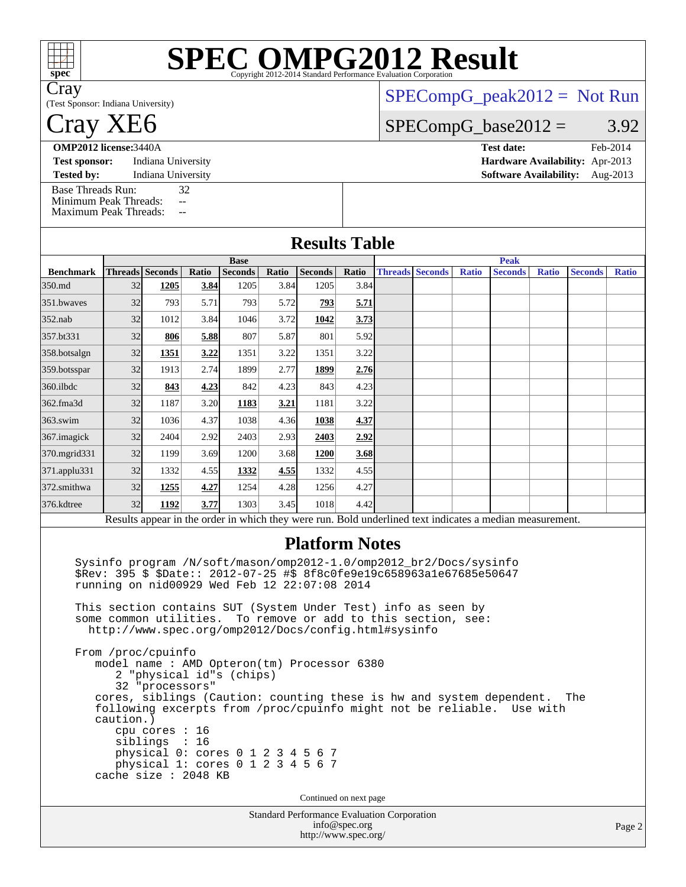# SPEC OMPG2012 Result

Copyright 2012-2014 Standard Performance Evaluation Corporation

**Cray**
(Test Sponsor: Indiana University)

# Cray XE6

SPECompG_peak2012 = Not Run

SPECompG_base2012 = 3.92

| | | | |
|---|---|---|---|
| **OMP2012 license:** 3440A | | **Test date:** | Feb-2014 |
| **Test sponsor:** | Indiana University | **Hardware Availability:** | Apr-2013 |
| **Tested by:** | Indiana University | **Software Availability:** | Aug-2013 |

Base Threads Run: 32
Minimum Peak Threads: --
Maximum Peak Threads: --

## Results Table

| | Base | | | | | | | Peak | | | | | | |
|---|---|---|---|---|---|---|---|---|---|---|---|---|---|---|
| **Benchmark** | **Threads** | **Seconds** | **Ratio** | **Seconds** | **Ratio** | **Seconds** | **Ratio** | **Threads** | **Seconds** | **Ratio** | **Seconds** | **Ratio** | **Seconds** | **Ratio** |
| 350.md | 32 | **1205** | **3.84** | 1205 | 3.84 | 1205 | 3.84 | | | | | | | |
| 351.bwaves | 32 | 793 | 5.71 | 793 | 5.72 | **793** | **5.71** | | | | | | | |
| 352.nab | 32 | 1012 | 3.84 | 1046 | 3.72 | **1042** | **3.73** | | | | | | | |
| 357.bt331 | 32 | **806** | **5.88** | 807 | 5.87 | 801 | 5.92 | | | | | | | |
| 358.botsalgn | 32 | **1351** | **3.22** | 1351 | 3.22 | 1351 | 3.22 | | | | | | | |
| 359.botsspar | 32 | 1913 | 2.74 | 1899 | 2.77 | **1899** | **2.76** | | | | | | | |
| 360.ilbdc | 32 | **843** | **4.23** | 842 | 4.23 | 843 | 4.23 | | | | | | | |
| 362.fma3d | 32 | 1187 | 3.20 | **1183** | **3.21** | 1181 | 3.22 | | | | | | | |
| 363.swim | 32 | 1036 | 4.37 | 1038 | 4.36 | **1038** | **4.37** | | | | | | | |
| 367.imagick | 32 | 2404 | 2.92 | 2403 | 2.93 | **2403** | **2.92** | | | | | | | |
| 370.mgrid331 | 32 | 1199 | 3.69 | 1200 | 3.68 | **1200** | **3.68** | | | | | | | |
| 371.applu331 | 32 | 1332 | 4.55 | **1332** | **4.55** | 1332 | 4.55 | | | | | | | |
| 372.smithwa | 32 | **1255** | **4.27** | 1254 | 4.28 | 1256 | 4.27 | | | | | | | |
| 376.kdtree | 32 | **1192** | **3.77** | 1303 | 3.45 | 1018 | 4.42 | | | | | | | |

Results appear in the order in which they were run. Bold underlined text indicates a median measurement.

## Platform Notes

```
Sysinfo program /N/soft/mason/omp2012-1.0/omp2012_br2/Docs/sysinfo
$Rev: 395 $ $Date:: 2012-07-25 #$ 8f8c0fe9e19c658963a1e67685e50647
running on nid00929 Wed Feb 12 22:07:08 2014

This section contains SUT (System Under Test) info as seen by
some common utilities.  To remove or add to this section, see:
  http://www.spec.org/omp2012/Docs/config.html#sysinfo

From /proc/cpuinfo
   model name : AMD Opteron(tm) Processor 6380
      2 "physical id"s (chips)
      32 "processors"
   cores, siblings (Caution: counting these is hw and system dependent.  The
   following excerpts from /proc/cpuinfo might not be reliable.  Use with
   caution.)
      cpu cores : 16
      siblings  : 16
      physical 0: cores 0 1 2 3 4 5 6 7
      physical 1: cores 0 1 2 3 4 5 6 7
   cache size : 2048 KB
```

Continued on next page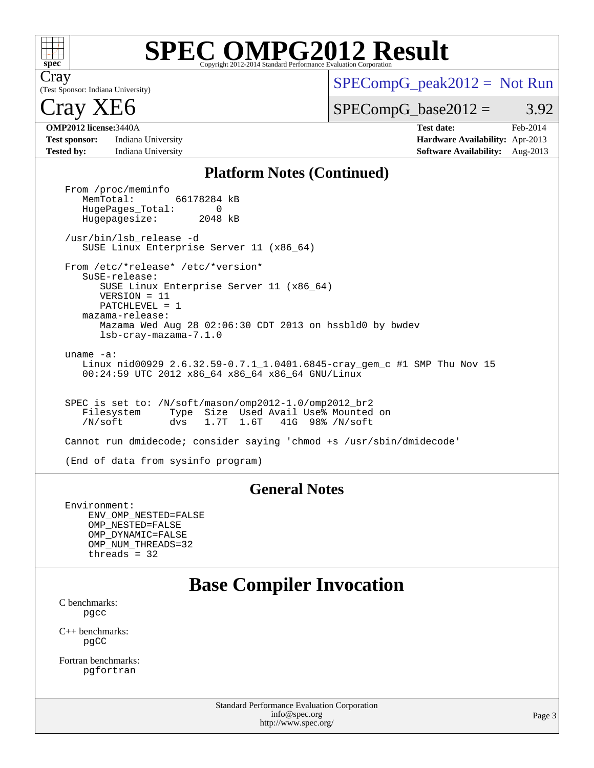# SPEC OMPG2012 Result

Copyright 2012-2014 Standard Performance Evaluation Corporation

Cray
(Test Sponsor: Indiana University)

# Cray XE6

SPECompG_peak2012 = Not Run

SPECompG_base2012 = 3.92

**OMP2012 license:** 3440A
**Test sponsor:** Indiana University
**Tested by:** Indiana University

**Test date:** Feb-2014
**Hardware Availability:** Apr-2013
**Software Availability:** Aug-2013

## Platform Notes (Continued)

```
From /proc/meminfo
   MemTotal:       66178284 kB
   HugePages_Total:       0
   Hugepagesize:       2048 kB

/usr/bin/lsb_release -d
   SUSE Linux Enterprise Server 11 (x86_64)

From /etc/*release* /etc/*version*
   SuSE-release:
      SUSE Linux Enterprise Server 11 (x86_64)
      VERSION = 11
      PATCHLEVEL = 1
   mazama-release:
      Mazama Wed Aug 28 02:06:30 CDT 2013 on hssbld0 by bwdev
      lsb-cray-mazama-7.1.0

uname -a:
   Linux nid00929 2.6.32.59-0.7.1_1.0401.6845-cray_gem_c #1 SMP Thu Nov 15
   00:24:59 UTC 2012 x86_64 x86_64 x86_64 GNU/Linux


SPEC is set to: /N/soft/mason/omp2012-1.0/omp2012_br2
   Filesystem     Type  Size  Used Avail Use% Mounted on
   /N/soft        dvs   1.7T  1.6T   41G  98% /N/soft

Cannot run dmidecode; consider saying 'chmod +s /usr/sbin/dmidecode'

(End of data from sysinfo program)
```

## General Notes

```
Environment:
     ENV_OMP_NESTED=FALSE
     OMP_NESTED=FALSE
     OMP_DYNAMIC=FALSE
     OMP_NUM_THREADS=32
     threads = 32
```

# Base Compiler Invocation

C benchmarks:
    pgcc

C++ benchmarks:
    pgCC

Fortran benchmarks:
    pgfortran

Standard Performance Evaluation Corporation
info@spec.org
http://www.spec.org/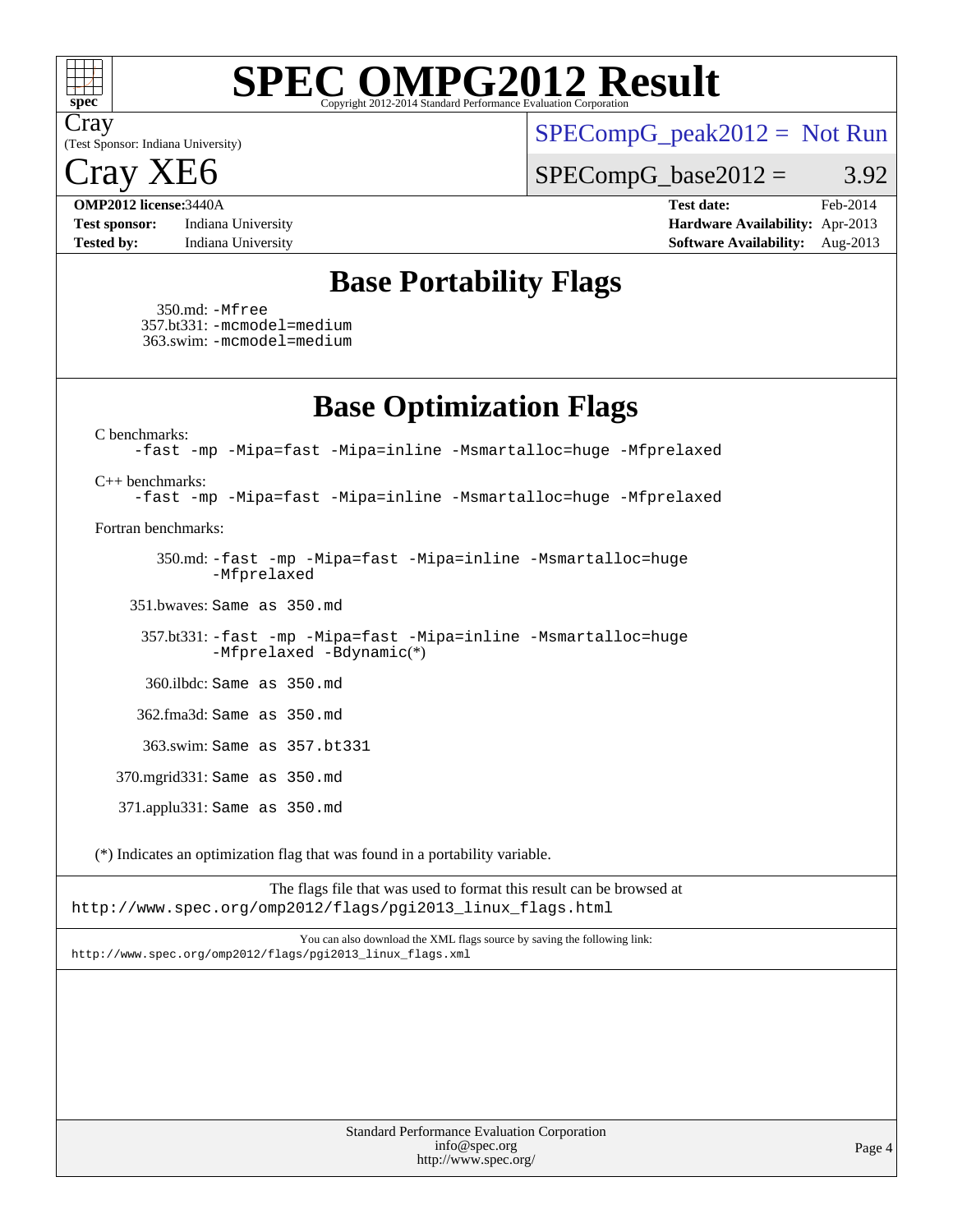# Base Portability Flags

350.md: -Mfree
357.bt331: -mcmodel=medium
363.swim: -mcmodel=medium

# Base Optimization Flags

C benchmarks:

-fast -mp -Mipa=fast -Mipa=inline -Msmartalloc=huge -Mfprelaxed

C++ benchmarks:

-fast -mp -Mipa=fast -Mipa=inline -Msmartalloc=huge -Mfprelaxed

Fortran benchmarks:

350.md: -fast -mp -Mipa=fast -Mipa=inline -Msmartalloc=huge -Mfprelaxed

351.bwaves: Same as 350.md

357.bt331: -fast -mp -Mipa=fast -Mipa=inline -Msmartalloc=huge -Mfprelaxed -Bdynamic(*)

360.ilbdc: Same as 350.md

362.fma3d: Same as 350.md

363.swim: Same as 357.bt331

370.mgrid331: Same as 350.md

371.applu331: Same as 350.md

(*) Indicates an optimization flag that was found in a portability variable.

The flags file that was used to format this result can be browsed at
http://www.spec.org/omp2012/flags/pgi2013_linux_flags.html

You can also download the XML flags source by saving the following link:
http://www.spec.org/omp2012/flags/pgi2013_linux_flags.xml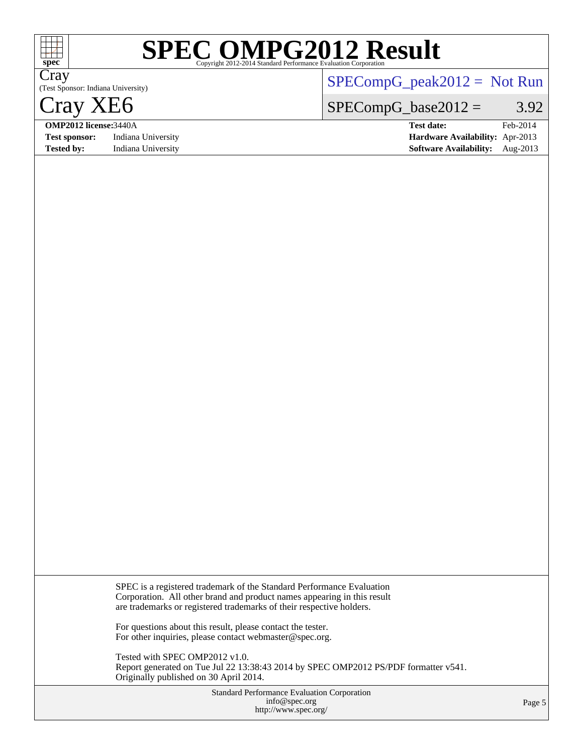SPEC is a registered trademark of the Standard Performance Evaluation Corporation. All other brand and product names appearing in this result are trademarks or registered trademarks of their respective holders.

For questions about this result, please contact the tester.
For other inquiries, please contact webmaster@spec.org.

Tested with SPEC OMP2012 v1.0.
Report generated on Tue Jul 22 13:38:43 2014 by SPEC OMP2012 PS/PDF formatter v541.
Originally published on 30 April 2014.